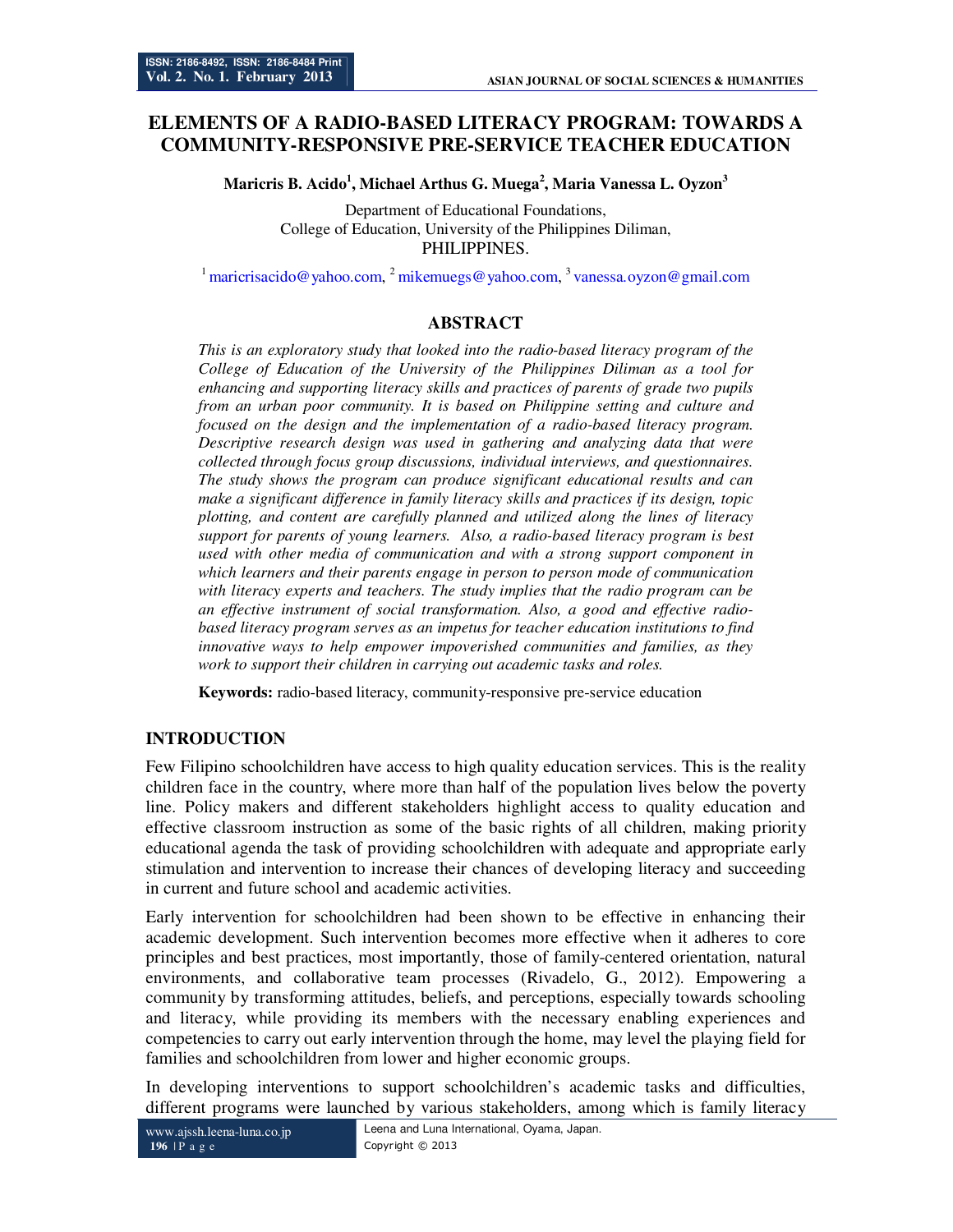# ELEMENTS OF A RADIO-BASED LITERACY PROGRAM: TOWARDS A COMMUNITY-RESPONSIVE PRE-SERVICE TEACHER EDUCATION

**Maricris B. Acido[1], Michael Arthus G. Muega[2], Maria Vanessa L. Oyzon[3]**

Department of Educational Foundations,
College of Education, University of the Philippines Diliman,
PHILIPPINES.

[1] maricrisacido@yahoo.com, [2] mikemuegs@yahoo.com, [3] vanessa.oyzon@gmail.com

## ABSTRACT

*This is an exploratory study that looked into the radio-based literacy program of the College of Education of the University of the Philippines Diliman as a tool for enhancing and supporting literacy skills and practices of parents of grade two pupils from an urban poor community. It is based on Philippine setting and culture and focused on the design and the implementation of a radio-based literacy program. Descriptive research design was used in gathering and analyzing data that were collected through focus group discussions, individual interviews, and questionnaires. The study shows the program can produce significant educational results and can make a significant difference in family literacy skills and practices if its design, topic plotting, and content are carefully planned and utilized along the lines of literacy support for parents of young learners. Also, a radio-based literacy program is best used with other media of communication and with a strong support component in which learners and their parents engage in person to person mode of communication with literacy experts and teachers. The study implies that the radio program can be an effective instrument of social transformation. Also, a good and effective radio-based literacy program serves as an impetus for teacher education institutions to find innovative ways to help empower impoverished communities and families, as they work to support their children in carrying out academic tasks and roles.*

**Keywords:** radio-based literacy, community-responsive pre-service education

## INTRODUCTION

Few Filipino schoolchildren have access to high quality education services. This is the reality children face in the country, where more than half of the population lives below the poverty line. Policy makers and different stakeholders highlight access to quality education and effective classroom instruction as some of the basic rights of all children, making priority educational agenda the task of providing schoolchildren with adequate and appropriate early stimulation and intervention to increase their chances of developing literacy and succeeding in current and future school and academic activities.

Early intervention for schoolchildren had been shown to be effective in enhancing their academic development. Such intervention becomes more effective when it adheres to core principles and best practices, most importantly, those of family-centered orientation, natural environments, and collaborative team processes (Rivadelo, G., 2012). Empowering a community by transforming attitudes, beliefs, and perceptions, especially towards schooling and literacy, while providing its members with the necessary enabling experiences and competencies to carry out early intervention through the home, may level the playing field for families and schoolchildren from lower and higher economic groups.

In developing interventions to support schoolchildren's academic tasks and difficulties, different programs were launched by various stakeholders, among which is family literacy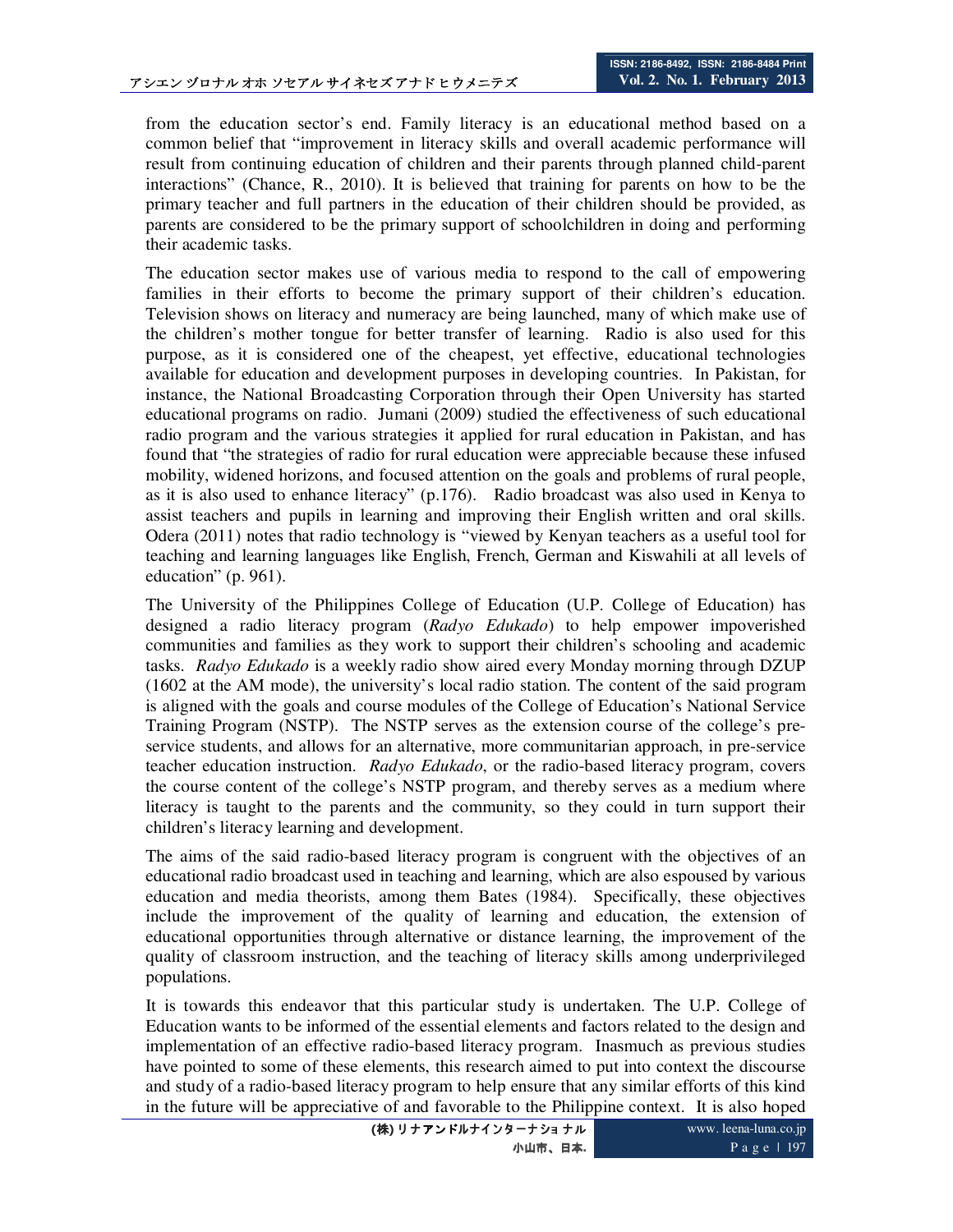from the education sector's end. Family literacy is an educational method based on a common belief that "improvement in literacy skills and overall academic performance will result from continuing education of children and their parents through planned child-parent interactions" (Chance, R., 2010). It is believed that training for parents on how to be the primary teacher and full partners in the education of their children should be provided, as parents are considered to be the primary support of schoolchildren in doing and performing their academic tasks.

The education sector makes use of various media to respond to the call of empowering families in their efforts to become the primary support of their children's education. Television shows on literacy and numeracy are being launched, many of which make use of the children's mother tongue for better transfer of learning. Radio is also used for this purpose, as it is considered one of the cheapest, yet effective, educational technologies available for education and development purposes in developing countries. In Pakistan, for instance, the National Broadcasting Corporation through their Open University has started educational programs on radio. Jumani (2009) studied the effectiveness of such educational radio program and the various strategies it applied for rural education in Pakistan, and has found that "the strategies of radio for rural education were appreciable because these infused mobility, widened horizons, and focused attention on the goals and problems of rural people, as it is also used to enhance literacy" (p.176). Radio broadcast was also used in Kenya to assist teachers and pupils in learning and improving their English written and oral skills. Odera (2011) notes that radio technology is "viewed by Kenyan teachers as a useful tool for teaching and learning languages like English, French, German and Kiswahili at all levels of education" (p. 961).

The University of the Philippines College of Education (U.P. College of Education) has designed a radio literacy program (*Radyo Edukado*) to help empower impoverished communities and families as they work to support their children's schooling and academic tasks. *Radyo Edukado* is a weekly radio show aired every Monday morning through DZUP (1602 at the AM mode), the university's local radio station. The content of the said program is aligned with the goals and course modules of the College of Education's National Service Training Program (NSTP). The NSTP serves as the extension course of the college's pre-service students, and allows for an alternative, more communitarian approach, in pre-service teacher education instruction. *Radyo Edukado*, or the radio-based literacy program, covers the course content of the college's NSTP program, and thereby serves as a medium where literacy is taught to the parents and the community, so they could in turn support their children's literacy learning and development.

The aims of the said radio-based literacy program is congruent with the objectives of an educational radio broadcast used in teaching and learning, which are also espoused by various education and media theorists, among them Bates (1984). Specifically, these objectives include the improvement of the quality of learning and education, the extension of educational opportunities through alternative or distance learning, the improvement of the quality of classroom instruction, and the teaching of literacy skills among underprivileged populations.

It is towards this endeavor that this particular study is undertaken. The U.P. College of Education wants to be informed of the essential elements and factors related to the design and implementation of an effective radio-based literacy program. Inasmuch as previous studies have pointed to some of these elements, this research aimed to put into context the discourse and study of a radio-based literacy program to help ensure that any similar efforts of this kind in the future will be appreciative of and favorable to the Philippine context. It is also hoped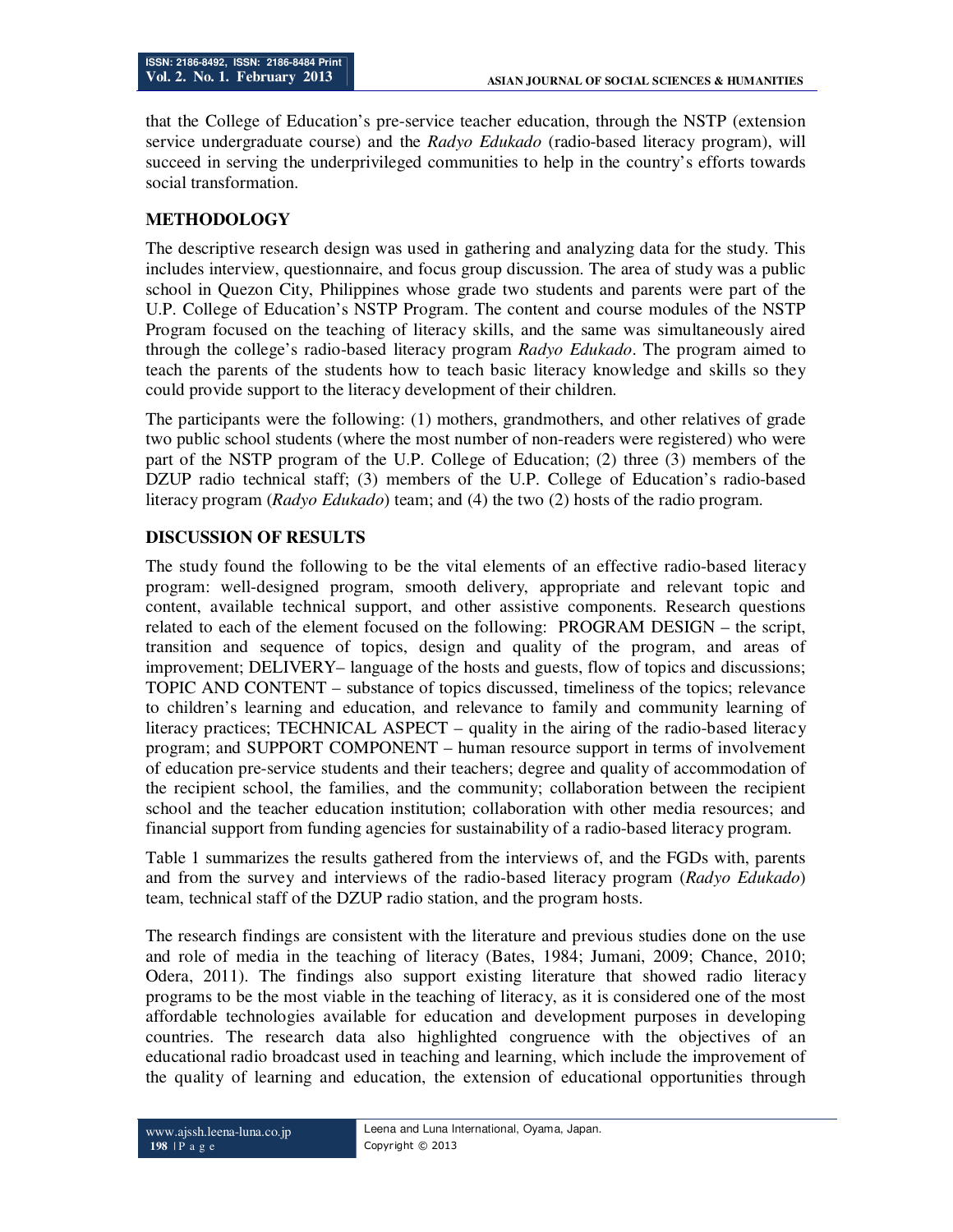that the College of Education's pre-service teacher education, through the NSTP (extension service undergraduate course) and the *Radyo Edukado* (radio-based literacy program), will succeed in serving the underprivileged communities to help in the country's efforts towards social transformation.

## METHODOLOGY

The descriptive research design was used in gathering and analyzing data for the study. This includes interview, questionnaire, and focus group discussion. The area of study was a public school in Quezon City, Philippines whose grade two students and parents were part of the U.P. College of Education's NSTP Program. The content and course modules of the NSTP Program focused on the teaching of literacy skills, and the same was simultaneously aired through the college's radio-based literacy program *Radyo Edukado*. The program aimed to teach the parents of the students how to teach basic literacy knowledge and skills so they could provide support to the literacy development of their children.

The participants were the following: (1) mothers, grandmothers, and other relatives of grade two public school students (where the most number of non-readers were registered) who were part of the NSTP program of the U.P. College of Education; (2) three (3) members of the DZUP radio technical staff; (3) members of the U.P. College of Education's radio-based literacy program (*Radyo Edukado*) team; and (4) the two (2) hosts of the radio program.

## DISCUSSION OF RESULTS

The study found the following to be the vital elements of an effective radio-based literacy program: well-designed program, smooth delivery, appropriate and relevant topic and content, available technical support, and other assistive components. Research questions related to each of the element focused on the following: PROGRAM DESIGN – the script, transition and sequence of topics, design and quality of the program, and areas of improvement; DELIVERY– language of the hosts and guests, flow of topics and discussions; TOPIC AND CONTENT – substance of topics discussed, timeliness of the topics; relevance to children's learning and education, and relevance to family and community learning of literacy practices; TECHNICAL ASPECT – quality in the airing of the radio-based literacy program; and SUPPORT COMPONENT – human resource support in terms of involvement of education pre-service students and their teachers; degree and quality of accommodation of the recipient school, the families, and the community; collaboration between the recipient school and the teacher education institution; collaboration with other media resources; and financial support from funding agencies for sustainability of a radio-based literacy program.

Table 1 summarizes the results gathered from the interviews of, and the FGDs with, parents and from the survey and interviews of the radio-based literacy program (*Radyo Edukado*) team, technical staff of the DZUP radio station, and the program hosts.

The research findings are consistent with the literature and previous studies done on the use and role of media in the teaching of literacy (Bates, 1984; Jumani, 2009; Chance, 2010; Odera, 2011). The findings also support existing literature that showed radio literacy programs to be the most viable in the teaching of literacy, as it is considered one of the most affordable technologies available for education and development purposes in developing countries. The research data also highlighted congruence with the objectives of an educational radio broadcast used in teaching and learning, which include the improvement of the quality of learning and education, the extension of educational opportunities through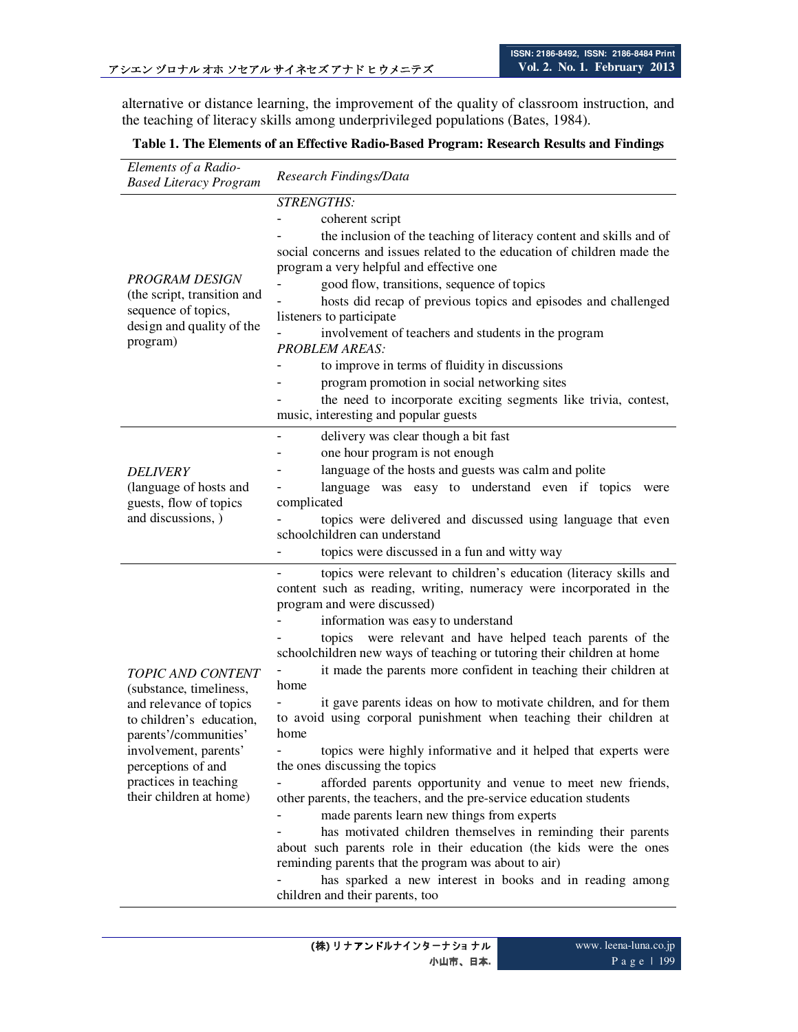alternative or distance learning, the improvement of the quality of classroom instruction, and the teaching of literacy skills among underprivileged populations (Bates, 1984).

**Table 1. The Elements of an Effective Radio-Based Program: Research Results and Findings**

| *Elements of a Radio-Based Literacy Program* | *Research Findings/Data* |
| --- | --- |
| *PROGRAM DESIGN* (the script, transition and sequence of topics, design and quality of the program) | *STRENGTHS:*<br>- coherent script<br>- the inclusion of the teaching of literacy content and skills and of social concerns and issues related to the education of children made the program a very helpful and effective one<br>- good flow, transitions, sequence of topics<br>- hosts did recap of previous topics and episodes and challenged listeners to participate<br>- involvement of teachers and students in the program<br>*PROBLEM AREAS:*<br>- to improve in terms of fluidity in discussions<br>- program promotion in social networking sites<br>- the need to incorporate exciting segments like trivia, contest, music, interesting and popular guests |
| *DELIVERY* (language of hosts and guests, flow of topics and discussions, ) | - delivery was clear though a bit fast<br>- one hour program is not enough<br>- language of the hosts and guests was calm and polite<br>- language was easy to understand even if topics were complicated<br>- topics were delivered and discussed using language that even schoolchildren can understand<br>- topics were discussed in a fun and witty way |
| *TOPIC AND CONTENT* (substance, timeliness, and relevance of topics to children's education, parents'/communities' involvement, parents' perceptions of and practices in teaching their children at home) | - topics were relevant to children's education (literacy skills and content such as reading, writing, numeracy were incorporated in the program and were discussed)<br>- information was easy to understand<br>- topics were relevant and have helped teach parents of the schoolchildren new ways of teaching or tutoring their children at home<br>- it made the parents more confident in teaching their children at home<br>- it gave parents ideas on how to motivate children, and for them to avoid using corporal punishment when teaching their children at home<br>- topics were highly informative and it helped that experts were the ones discussing the topics<br>- afforded parents opportunity and venue to meet new friends, other parents, the teachers, and the pre-service education students<br>- made parents learn new things from experts<br>- has motivated children themselves in reminding their parents about such parents role in their education (the kids were the ones reminding parents that the program was about to air)<br>- has sparked a new interest in books and in reading among children and their parents, too |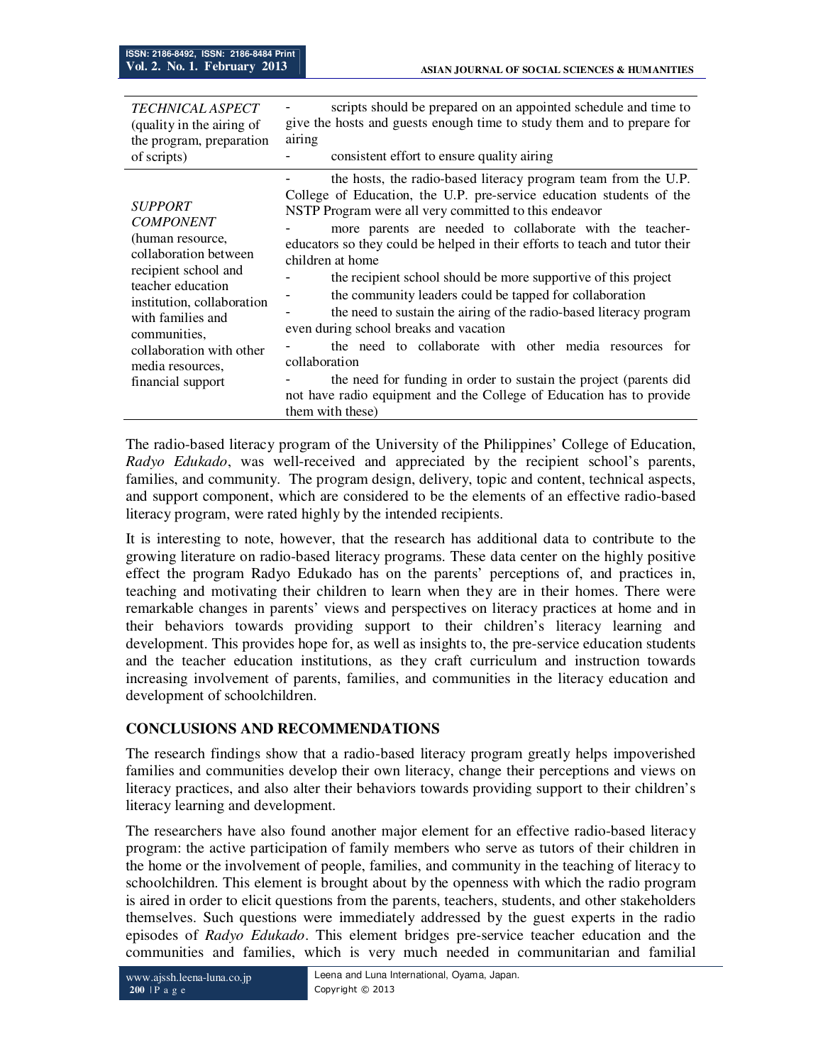| TECHNICAL ASPECT (quality in the airing of the program, preparation of scripts) | - scripts should be prepared on an appointed schedule and time to give the hosts and guests enough time to study them and to prepare for airing<br>- consistent effort to ensure quality airing |
|---|---|
| SUPPORT COMPONENT (human resource, collaboration between recipient school and teacher education institution, collaboration with families and communities, collaboration with other media resources, financial support | - the hosts, the radio-based literacy program team from the U.P. College of Education, the U.P. pre-service education students of the NSTP Program were all very committed to this endeavor<br>- more parents are needed to collaborate with the teacher-educators so they could be helped in their efforts to teach and tutor their children at home<br>- the recipient school should be more supportive of this project<br>- the community leaders could be tapped for collaboration<br>- the need to sustain the airing of the radio-based literacy program even during school breaks and vacation<br>- the need to collaborate with other media resources for collaboration<br>- the need for funding in order to sustain the project (parents did not have radio equipment and the College of Education has to provide them with these) |

The radio-based literacy program of the University of the Philippines' College of Education, *Radyo Edukado*, was well-received and appreciated by the recipient school's parents, families, and community. The program design, delivery, topic and content, technical aspects, and support component, which are considered to be the elements of an effective radio-based literacy program, were rated highly by the intended recipients.

It is interesting to note, however, that the research has additional data to contribute to the growing literature on radio-based literacy programs. These data center on the highly positive effect the program Radyo Edukado has on the parents' perceptions of, and practices in, teaching and motivating their children to learn when they are in their homes. There were remarkable changes in parents' views and perspectives on literacy practices at home and in their behaviors towards providing support to their children's literacy learning and development. This provides hope for, as well as insights to, the pre-service education students and the teacher education institutions, as they craft curriculum and instruction towards increasing involvement of parents, families, and communities in the literacy education and development of schoolchildren.

## CONCLUSIONS AND RECOMMENDATIONS

The research findings show that a radio-based literacy program greatly helps impoverished families and communities develop their own literacy, change their perceptions and views on literacy practices, and also alter their behaviors towards providing support to their children's literacy learning and development.

The researchers have also found another major element for an effective radio-based literacy program: the active participation of family members who serve as tutors of their children in the home or the involvement of people, families, and community in the teaching of literacy to schoolchildren. This element is brought about by the openness with which the radio program is aired in order to elicit questions from the parents, teachers, students, and other stakeholders themselves. Such questions were immediately addressed by the guest experts in the radio episodes of *Radyo Edukado*. This element bridges pre-service teacher education and the communities and families, which is very much needed in communitarian and familial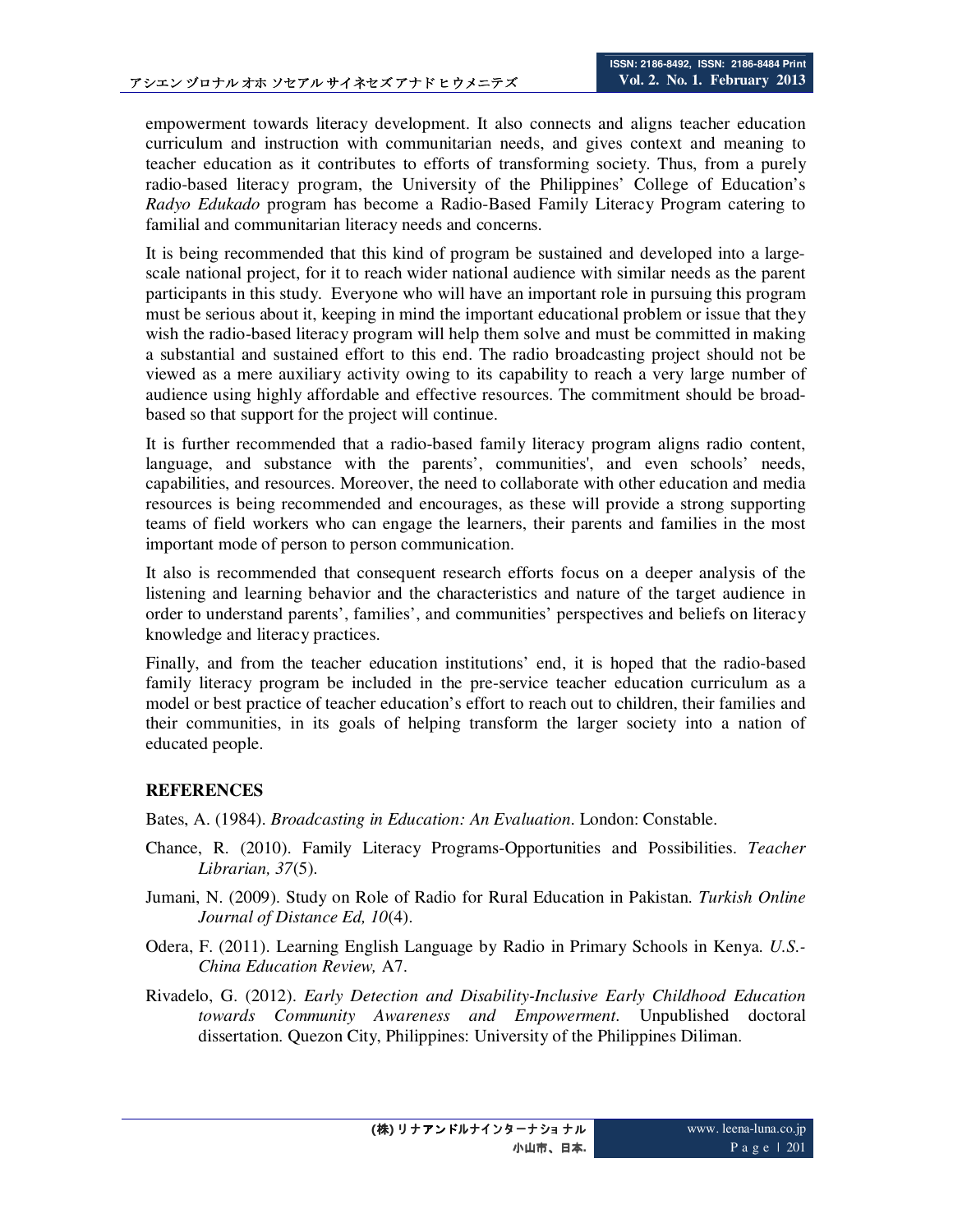empowerment towards literacy development. It also connects and aligns teacher education curriculum and instruction with communitarian needs, and gives context and meaning to teacher education as it contributes to efforts of transforming society. Thus, from a purely radio-based literacy program, the University of the Philippines' College of Education's *Radyo Edukado* program has become a Radio-Based Family Literacy Program catering to familial and communitarian literacy needs and concerns.

It is being recommended that this kind of program be sustained and developed into a large-scale national project, for it to reach wider national audience with similar needs as the parent participants in this study. Everyone who will have an important role in pursuing this program must be serious about it, keeping in mind the important educational problem or issue that they wish the radio-based literacy program will help them solve and must be committed in making a substantial and sustained effort to this end. The radio broadcasting project should not be viewed as a mere auxiliary activity owing to its capability to reach a very large number of audience using highly affordable and effective resources. The commitment should be broad-based so that support for the project will continue.

It is further recommended that a radio-based family literacy program aligns radio content, language, and substance with the parents', communities', and even schools' needs, capabilities, and resources. Moreover, the need to collaborate with other education and media resources is being recommended and encourages, as these will provide a strong supporting teams of field workers who can engage the learners, their parents and families in the most important mode of person to person communication.

It also is recommended that consequent research efforts focus on a deeper analysis of the listening and learning behavior and the characteristics and nature of the target audience in order to understand parents', families', and communities' perspectives and beliefs on literacy knowledge and literacy practices.

Finally, and from the teacher education institutions' end, it is hoped that the radio-based family literacy program be included in the pre-service teacher education curriculum as a model or best practice of teacher education's effort to reach out to children, their families and their communities, in its goals of helping transform the larger society into a nation of educated people.

## REFERENCES

Bates, A. (1984). *Broadcasting in Education: An Evaluation*. London: Constable.

Chance, R. (2010). Family Literacy Programs-Opportunities and Possibilities. *Teacher Librarian, 37*(5).

Jumani, N. (2009). Study on Role of Radio for Rural Education in Pakistan. *Turkish Online Journal of Distance Ed, 10*(4).

Odera, F. (2011). Learning English Language by Radio in Primary Schools in Kenya. *U.S.-China Education Review,* A7.

Rivadelo, G. (2012). *Early Detection and Disability-Inclusive Early Childhood Education towards Community Awareness and Empowerment*. Unpublished doctoral dissertation. Quezon City, Philippines: University of the Philippines Diliman.